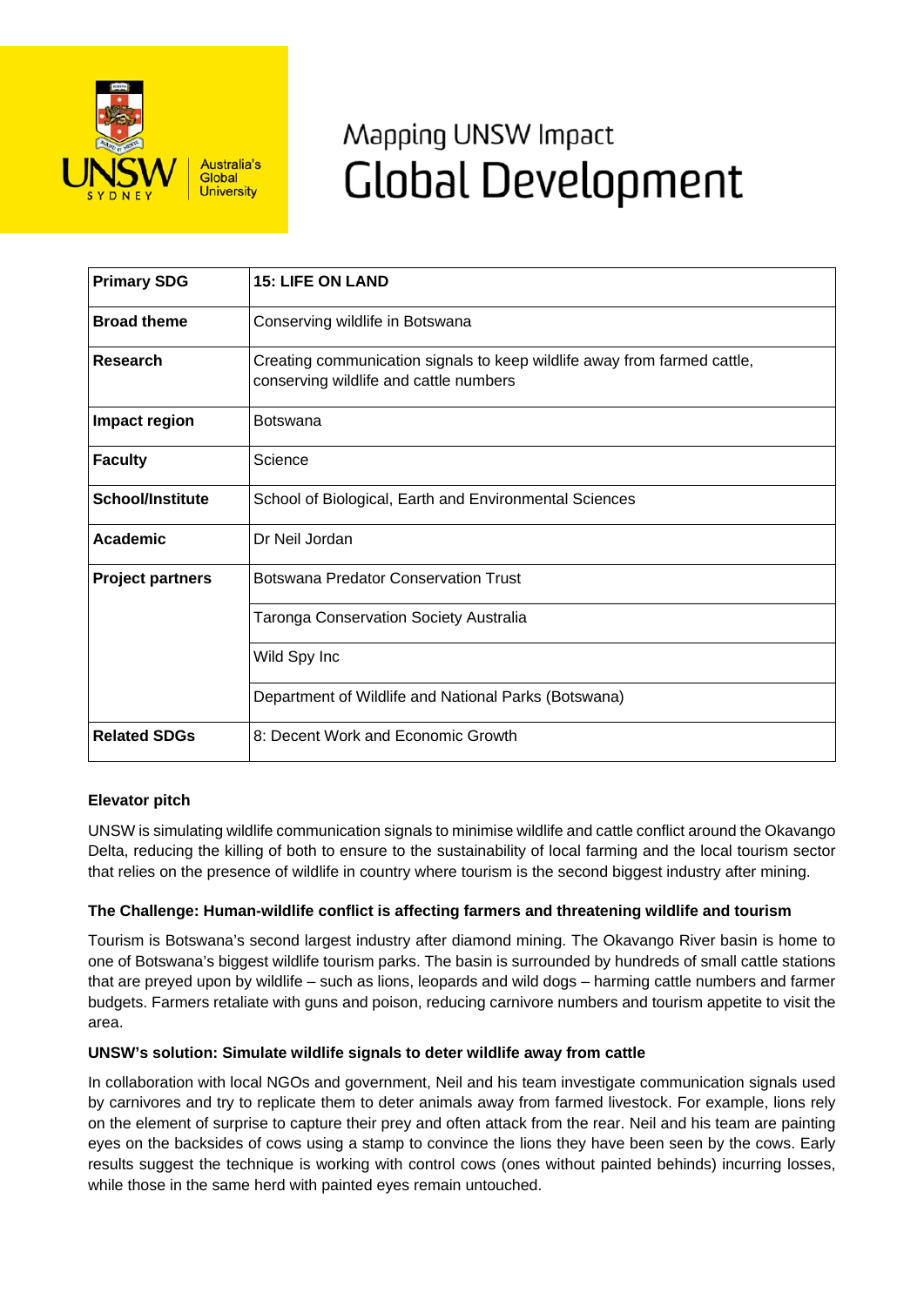UNSW SYDNEY — Australia's Global University

# Mapping UNSW Impact
# Global Development

| **Primary SDG** | **15: LIFE ON LAND** |
| --- | --- |
| **Broad theme** | Conserving wildlife in Botswana |
| **Research** | Creating communication signals to keep wildlife away from farmed cattle, conserving wildlife and cattle numbers |
| **Impact region** | Botswana |
| **Faculty** | Science |
| **School/Institute** | School of Biological, Earth and Environmental Sciences |
| **Academic** | Dr Neil Jordan |
| **Project partners** | Botswana Predator Conservation Trust |
| | Taronga Conservation Society Australia |
| | Wild Spy Inc |
| | Department of Wildlife and National Parks (Botswana) |
| **Related SDGs** | 8: Decent Work and Economic Growth |

**Elevator pitch**

UNSW is simulating wildlife communication signals to minimise wildlife and cattle conflict around the Okavango Delta, reducing the killing of both to ensure to the sustainability of local farming and the local tourism sector that relies on the presence of wildlife in country where tourism is the second biggest industry after mining.

**The Challenge: Human-wildlife conflict is affecting farmers and threatening wildlife and tourism**

Tourism is Botswana's second largest industry after diamond mining. The Okavango River basin is home to one of Botswana's biggest wildlife tourism parks. The basin is surrounded by hundreds of small cattle stations that are preyed upon by wildlife – such as lions, leopards and wild dogs – harming cattle numbers and farmer budgets. Farmers retaliate with guns and poison, reducing carnivore numbers and tourism appetite to visit the area.

**UNSW's solution: Simulate wildlife signals to deter wildlife away from cattle**

In collaboration with local NGOs and government, Neil and his team investigate communication signals used by carnivores and try to replicate them to deter animals away from farmed livestock. For example, lions rely on the element of surprise to capture their prey and often attack from the rear. Neil and his team are painting eyes on the backsides of cows using a stamp to convince the lions they have been seen by the cows. Early results suggest the technique is working with control cows (ones without painted behinds) incurring losses, while those in the same herd with painted eyes remain untouched.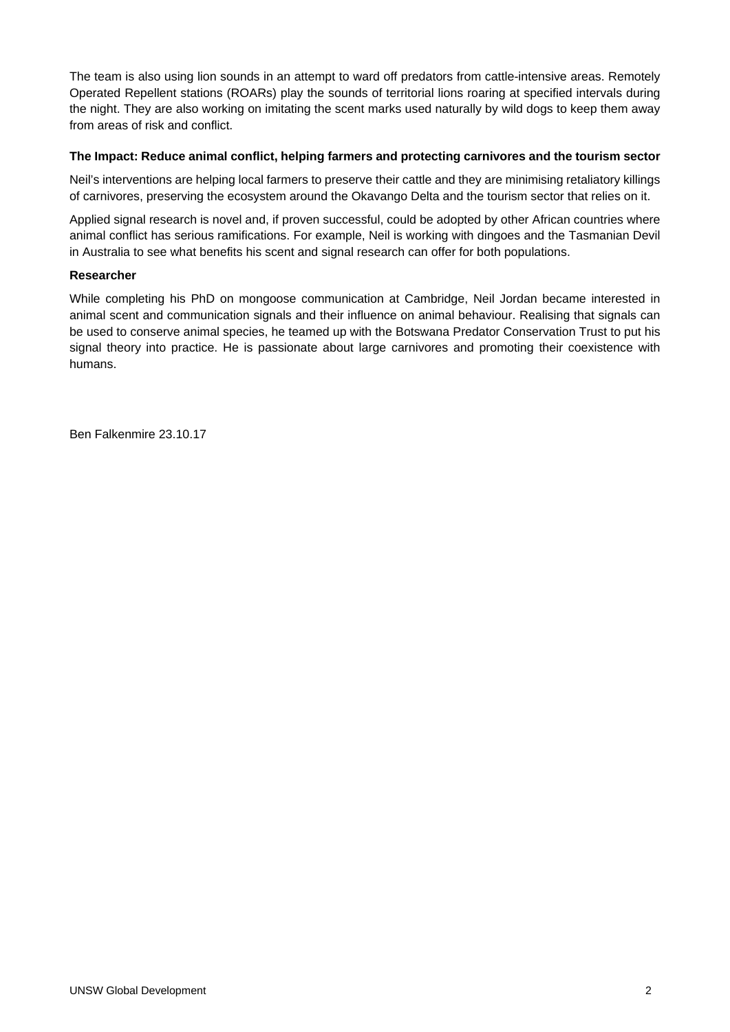The team is also using lion sounds in an attempt to ward off predators from cattle-intensive areas. Remotely Operated Repellent stations (ROARs) play the sounds of territorial lions roaring at specified intervals during the night. They are also working on imitating the scent marks used naturally by wild dogs to keep them away from areas of risk and conflict.

**The Impact: Reduce animal conflict, helping farmers and protecting carnivores and the tourism sector**

Neil's interventions are helping local farmers to preserve their cattle and they are minimising retaliatory killings of carnivores, preserving the ecosystem around the Okavango Delta and the tourism sector that relies on it.

Applied signal research is novel and, if proven successful, could be adopted by other African countries where animal conflict has serious ramifications. For example, Neil is working with dingoes and the Tasmanian Devil in Australia to see what benefits his scent and signal research can offer for both populations.

**Researcher**

While completing his PhD on mongoose communication at Cambridge, Neil Jordan became interested in animal scent and communication signals and their influence on animal behaviour. Realising that signals can be used to conserve animal species, he teamed up with the Botswana Predator Conservation Trust to put his signal theory into practice. He is passionate about large carnivores and promoting their coexistence with humans.

Ben Falkenmire 23.10.17